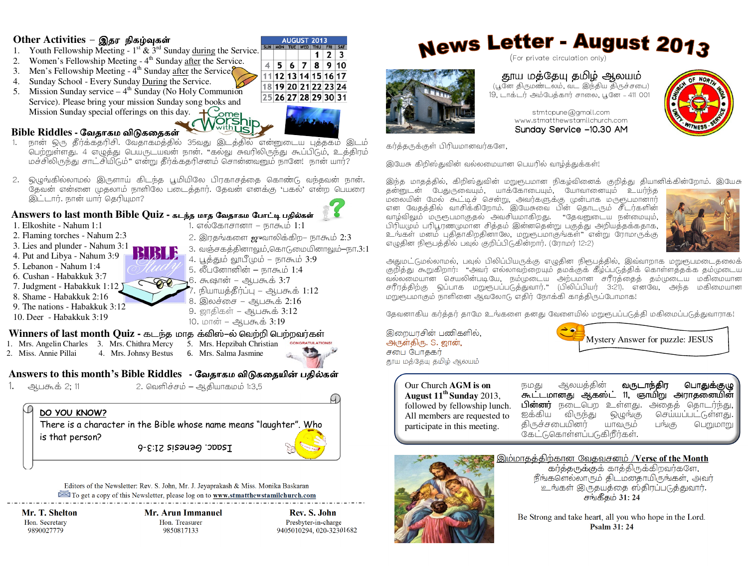# News Letter - August 2013

(For private circulation only)

## தூய மத்தேயு தமிழ் ஆலயம்

(பூனே திருமண்டலம், வட இந்திய திருச்சபை)
19, டாக்டர் அம்பேத்கார் சாலை, பூனே - 411 001

stmtcpune@gmail.com
www.stmatthewstamilchurch.com

**Sunday Service –10.30 AM**

கர்த்தருக்குள் பிரியமானவர்களே,

இயேசு கிறிஸ்துவின் வல்லமையான பெயரில் வாழ்த்துக்கள்!

இந்த மாதத்தில், கிறிஸ்துவின் மறுரூபமான நிகழ்வினைக் குறித்து தியானிக்கின்றோம். இயேசு தன்னுடன் பேதுருவையும், யாக்கோபையும், யோவானையும் உயர்ந்த மலையின் மேல் கூட்டிச் சென்று, அவர்களுக்கு முன்பாக மறுரூபமானார் என வேதத்தில் வாசிக்கிறோம். இயேசுவை பின் தொடரும் சீடர்களின் வாழ்விலும் மறுரூபமாகுதல் அவசியமாகிறது. “தேவனுடைய நன்மையும், பிரியமும் பரிபூரணமுமான சித்தம் இன்னதென்று பகுத்து அறியத்தக்கதாக, உங்கள் மனம் புதிதாகிறதினாலே, மறுரூபமாகுங்கள்” என்று ரோமருக்கு எழுதின நிருபத்தில் பவுல் குறிப்பிடுகின்றார். (ரோமர் 12:2)

அதுமட்டுமல்லாமல், பவுல் பிலிப்பியருக்கு எழுதின நிருபத்தில், இவ்வாறாக மறுரூபமடைதலைக் குறித்து கூறுகிறார்: “அவர் எல்லாவற்றையும் தமக்குக் கீழ்ப்படுத்திக் கொள்ளத்தக்க தம்முடைய வல்லமையான செயலின்படியே, நம்முடைய அற்பமான சரீரத்தைத் தம்முடைய மகிமையான சரீரத்திற்கு ஒப்பான மறுரூபப்படுத்துவார்.” (பிலிப்பியர் 3:21). எனவே, அந்த மகிமையான மறுரூபமாகும் நாளினை ஆவலோடு எதிர் நோக்கி காத்திருப்போமாக!

தேவனாகிய கர்த்தர் தாமே உங்களை தனது வேளையில் மறுரூபப்படுத்தி மகிமைப்படுத்துவாராக!

இறையரசின் பணிகளில்,
அருள்திரு. S. ஜான்,
சபை போதகர்
தூய மத்தேயு தமிழ் ஆலயம்

Mystery Answer for puzzle: JESUS

Our Church AGM is on August 11th Sunday 2013, followed by fellowship lunch. All members are requested to participate in this meeting.

நமது ஆலயத்தின் **வருடாந்திர பொதுக்குழு கூட்டமானது ஆகஸ்ட் 11, ஞாயிறு ஆராதனையின் பின்னர்** நடைபெற உள்ளது. அதைத் தொடர்ந்து, ஐக்கிய விருந்து ஒழுங்கு செய்யப்பட்டுள்ளது. திருச்சபையினர் யாவரும் பங்கு பெறுமாறு கேட்டுகொள்ளப்படுகிறீர்கள்.

### இம்மாதத்திற்கான வேதவசனம் /Verse of the Month

கர்த்தருக்குக் காத்திருக்கிறவர்களே,
நீங்களெல்லாரும் திடமனதாயிருங்கள், அவர்
உங்கள் இருதயத்தை ஸ்திரப்படுத்துவார்.
சங்கீதம் 31: 24

Be Strong and take heart, all you who hope in the Lord.
**Psalm 31: 24**

## Other Activities – இதர நிகழ்வுகள்

1. Youth Fellowship Meeting - 1st & 3rd Sunday during the Service.
2. Women's Fellowship Meeting - 4th Sunday after the Service.
3. Men's Fellowship Meeting - 4th Sunday after the Service.
4. Sunday School - Every Sunday During the Service.
5. Mission Sunday service – 4th Sunday (No Holy Communion Service). Please bring your mission Sunday song books and Mission Sunday special offerings on this day.

| AUGUST 2013 | | | | | | |
|---|---|---|---|---|---|---|
| SUN | MON | TUE | WED | THU | FRI | SAT |
| | | | | 1 | 2 | 3 |
| 4 | 5 | 6 | 7 | 8 | 9 | 10 |
| 11 | 12 | 13 | 14 | 15 | 16 | 17 |
| 18 | 19 | 20 | 21 | 22 | 23 | 24 |
| 25 | 26 | 27 | 28 | 29 | 30 | 31 |

## Bible Riddles - வேதாகம விடுகதைகள்

1. நான் ஒரு தீர்க்கதரிசி. வேதாகமத்தில் 35வது இடத்தில் என்னுடைய புத்தகம் இடம் பெற்றுள்ளது. 4 எழுத்து பெயருடையவன் நான். “கல்லு சுவரிலிருந்து கூப்பிடும், உத்திரம் மச்சிலிருந்து சாட்சியிடும்” என்று தீர்க்கதரிசனம் சொன்னவனும் நானே! நான் யார்?

2. ஒழுங்கில்லாமல் இருளாய் கிடந்த பூமியிலே பிரகாசத்தை கொண்டு வந்தவன் நான். தேவன் என்னை முதலாம் நாளிலே படைத்தார். தேவன் எனக்கு 'பகல்' என்ற பெயரை இட்டார். நான் யார் தெரியுமா?

## Answers to last month Bible Quiz - கடந்த மாத வேதாகம போட்டி பதில்கள்

1. Elkoshite - Nahum 1:1
2. Flaming torches - Nahum 2:3
3. Lies and plunder - Nahum 3:1
4. Put and Libya - Nahum 3:9
5. Lebanon - Nahum 1:4
6. Cushan - Habakkuk 3:7
7. Judgment - Habakkuk 1:12
8. Shame - Habakkuk 2:16
9. The nations - Habakkuk 3:12
10. Deer - Habakkuk 3:19

1. எல்கோசானா – நாகூம் 1:1
2. இரதங்களை ஜுவாலிக்கிற– நாகூம் 2:3
3. வஞ்சகத்தினாலும்,கொடுமையினாலும்–நா.3:1
4. பூத்தும் லூபீமும் – நாகூம் 3:9
5. லீபனோனின் – நாகூம் 1:4
6. கூஷான் – ஆபகூக் 3:7
7. நியாயத்தீர்ப்பு – ஆபகூக் 1:12
8. இலச்சை – ஆபகூக் 2:16
9. ஜாதிகள் – ஆபகூக் 3:12
10. மான் – ஆபகூக் 3:19

## Winners of last month Quiz - கடந்த மாத க்விஸ்–ல் வெற்றி பெற்றவர்கள்

1. Mrs. Angelin Charles
2. Miss. Annie Pillai
3. Mrs. Chithra Mercy
4. Mrs. Johnsy Bestus
5. Mrs. Hepzibah Christian
6. Mrs. Salma Jasmine

## Answers to this month's Bible Riddles - வேதாகம விடுகதையின் பதில்கள்

1. ஆபகூக் 2; 11
2. வெளிச்சம் – ஆதியாகமம் 1:3,5

**DO YOU KNOW?**
There is a character in the Bible whose name means “laughter”. Who is that person?

Isaac. Genesis 21:3-6

Editors of the Newsletter: Rev. S. John, Mr. J. Jeyaprakash & Miss. Monika Baskaran
To get a copy of this Newsletter, please log on to www.stmatthewstamilchurch.com

| Mr. T. Shelton | Mr. Arun Immanuel | Rev. S. John |
|---|---|---|
| Hon. Secretary | Hon. Treasurer | Presbyter-in-charge |
| 9890027779 | 9850817133 | 9405010294, 020-32301682 |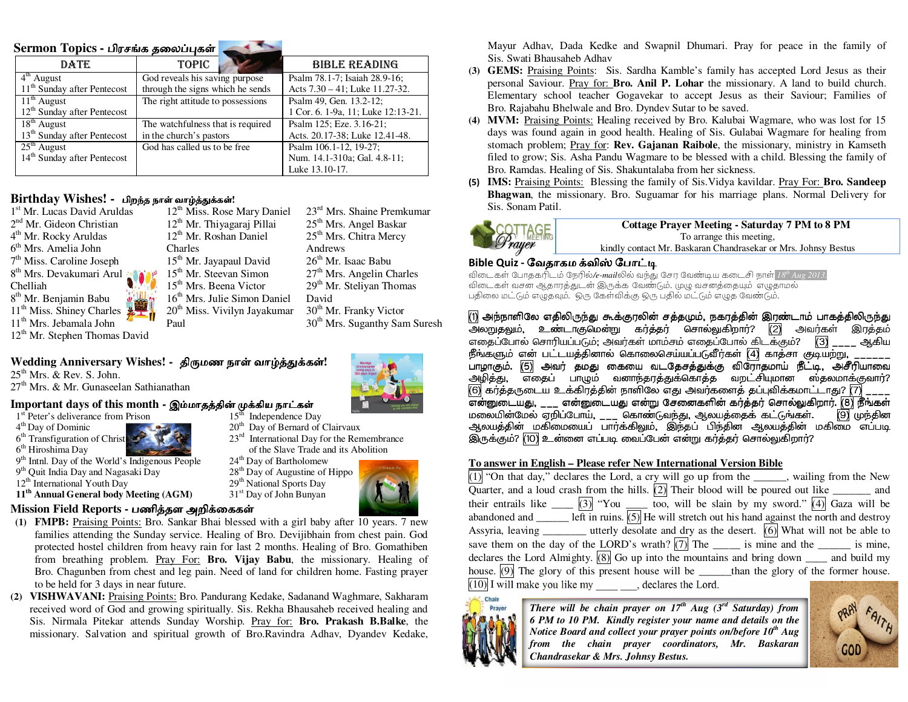## Sermon Topics - பிரசங்க தலைப்புகள்

| DATE | TOPIC | BIBLE READING |
|---|---|---|
| 4th August<br>11th Sunday after Pentecost | God reveals his saving purpose through the signs which he sends | Psalm 78.1-7; Isaiah 28.9-16; Acts 7.30 – 41; Luke 11.27-32. |
| 11th August<br>12th Sunday after Pentecost | The right attitude to possessions | Psalm 49, Gen. 13.2-12; 1 Cor. 6. 1-9a, 11; Luke 12:13-21. |
| 18th August<br>13th Sunday after Pentecost | The watchfulness that is required in the church's pastors | Psalm 125; Eze. 3.16-21; Acts. 20.17-38; Luke 12.41-48. |
| 25th August<br>14th Sunday after Pentecost | God has called us to be free | Psalm 106.1-12, 19-27; Num. 14.1-310a; Gal. 4.8-11; Luke 13.10-17. |

## Birthday Wishes! - பிறந்த நாள் வாழ்த்துக்கள்!

1st Mr. Lucas David Aruldas
2nd Mr. Gideon Christian
4th Mr. Rocky Aruldas
6th Mrs. Amelia John
7th Miss. Caroline Joseph
8th Mrs. Devakumari Arul Chelliah
8th Mr. Benjamin Babu
11th Miss. Shiney Charles
11th Mrs. Jebamala John
12th Mr. Stephen Thomas David
12th Miss. Rose Mary Daniel
12th Mr. Thiyagaraj Pillai
12th Mr. Roshan Daniel Charles
15th Mr. Jayapaul David
15th Mr. Steevan Simon
15th Mrs. Beena Victor
16th Mrs. Julie Simon Daniel
20th Miss. Vivilyn Jayakumar Paul
23rd Mrs. Shaine Premkumar
25th Mrs. Angel Baskar
25th Mrs. Chitra Mercy Andrews
26th Mr. Isaac Babu
27th Mrs. Angelin Charles
29th Mr. Steliyan Thomas David
30th Mr. Franky Victor
30th Mrs. Suganthy Sam Suresh

## Wedding Anniversary Wishes! - திருமண நாள் வாழ்த்துக்கள்!

25th Mrs. & Rev. S. John.
27th Mrs. & Mr. Gunaseelan Sathianathan

## Important days of this month - இம்மாதத்தின் முக்கிய நாட்கள்

1st Peter's deliverance from Prison
4th Day of Dominic
6th Transfiguration of Christ
6th Hiroshima Day
9th Intnl. Day of the World's Indigenous People
9th Quit India Day and Nagasaki Day
12th International Youth Day
**11th Annual General body Meeting (AGM)**
15th Independence Day
20th Day of Bernard of Clairvaux
23rd International Day for the Remembrance of the Slave Trade and its Abolition
24th Day of Bartholomew
28th Day of Augustine of Hippo
29th National Sports Day
31st Day of John Bunyan

## Mission Field Reports - பணித்தள அறிக்கைகள்

(1) **FMPB:** Praising Points: Bro. Sankar Bhai blessed with a girl baby after 10 years. 7 new families attending the Sunday service. Healing of Bro. Devijibhain from chest pain. God protected hostel children from heavy rain for last 2 months. Healing of Bro. Gomathiben from breathing problem. Pray For: **Bro. Vijay Babu**, the missionary. Healing of Bro. Chagunben from chest and leg pain. Need of land for children home. Fasting prayer to be held for 3 days in near future.

(2) **VISHWAVANI:** Praising Points: Bro. Pandurang Kedake, Sadanand Waghmare, Sakharam received word of God and growing spiritually. Sis. Rekha Bhausaheb received healing and Sis. Nirmala Pitekar attends Sunday Worship. Pray for: **Bro. Prakash B.Balke**, the missionary. Salvation and spiritual growth of Bro.Ravindra Adhav, Dyandev Kedake, Mayur Adhav, Dada Kedke and Swapnil Dhumari. Pray for peace in the family of Sis. Swati Bhausaheb Adhav

(3) **GEMS:** Praising Points: Sis. Sardha Kamble's family has accepted Lord Jesus as their personal Saviour. Pray for: **Bro. Anil P. Lohar** the missionary. A land to build church. Elementary school teacher Gogavekar to accept Jesus as their Saviour; Families of Bro. Rajabahu Bhelwale and Bro. Dyndev Sutar to be saved.

(4) **MVM:** Praising Points: Healing received by Bro. Kalubai Wagmare, who was lost for 15 days was found again in good health. Healing of Sis. Gulabai Wagmare for healing from stomach problem; Pray for: **Rev. Gajanan Raibole**, the missionary, ministry in Kamseth filed to grow; Sis. Asha Pandu Wagmare to be blessed with a child. Blessing the family of Bro. Ramdas. Healing of Sis. Shakuntalaba from her sickness.

(5) **IMS:** Praising Points: Blessing the family of Sis.Vidya kavildar. Pray For: **Bro. Sandeep Bhagwan**, the missionary. Bro. Suguamar for his marriage plans. Normal Delivery for Sis. Sonam Patil.

### Cottage Prayer Meeting - Saturday 7 PM to 8 PM

To arrange this meeting,
kindly contact Mr. Baskaran Chandrasekar or Mrs. Johnsy Bestus

## Bible Quiz - வேதாகம க்விஸ் போட்டி

விடைகள் போதகரிடம் நேரில்/*e-mail*லில் வந்து சேர வேண்டிய கடைசி நாள் *18th Aug 2013.* விடைகள் வசன ஆதாரத்துடன் இருக்க வேண்டும். முழு வசனத்தையும் எழுதாமல் பதிலை மட்டும் எழுதவும். ஒரு கேள்விக்கு ஒரு பதில் மட்டும் எழுத வேண்டும்.

(1) அந்நாளிலே எதிலிருந்து கூக்குரலின் சத்தமும், நகரத்தின் இரண்டாம் பாகத்திலிருந்து அலறுதலும், உண்டாகுமென்று கர்த்தர் சொல்லுகிறார்? (2) அவர்கள் இரத்தம் எதைப்போல் சொரியப்படும்; அவர்கள் மாம்சம் எதைப்போல் கிடக்கும்? (3) ____ ஆகிய நீங்களும் என் பட்டயத்தினால் கொலைசெய்யப்படுவீர்கள் (4) காத்சா குடியற்று, ______ பாழாகும். (5) அவர் தமது கையை வடதேசத்துக்கு விரோதமாய் நீட்டி, அசீரியாவை அழித்து, எதைப் பாழும் வனாந்தரத்துக்கொத்த வறட்சியுமான ஸ்தலமாக்குவார்? (6) கர்த்தருடைய உக்கிரத்தின் நாளிலே எது அவர்களைத் தப்புவிக்கமாட்டாது? (7) ____ என்னுடையது, ___ என்னுடையது என்று சேனைகளின் கர்த்தர் சொல்லுகிறார். (8) நீங்கள் மலையின்மேல் ஏறிப்போய், ___ கொண்டுவந்து, ஆலயத்தைக் கட்டுங்கள். (9) முந்தின ஆலயத்தின் மகிமையைப் பார்க்கிலும், இந்தப் பிந்தின ஆலயத்தின் மகிமை எப்படி இருக்கும்? (10) உன்னை எப்படி வைப்பேன் என்று கர்த்தர் சொல்லுகிறார்?

### To answer in English – Please refer New International Version Bible

(1) "On that day," declares the Lord, a cry will go up from the ______, wailing from the New Quarter, and a loud crash from the hills. (2) Their blood will be poured out like _______ and their entrails like ____ (3) "You ____ too, will be slain by my sword." (4) Gaza will be abandoned and ______ left in ruins. (5) He will stretch out his hand against the north and destroy Assyria, leaving ________ utterly desolate and dry as the desert. (6) What will not be able to save them on the day of the LORD's wrath? (7) The _____ is mine and the ______ is mine, declares the Lord Almighty. (8) Go up into the mountains and bring down ____ and build my house. (9) The glory of this present house will be ______than the glory of the former house. (10) I will make you like my ____ ___, declares the Lord.

*There will be chain prayer on 17th Aug (3rd Saturday) from 6 PM to 10 PM. Kindly register your name and details on the Notice Board and collect your prayer points on/before 10th Aug from the chain prayer coordinators, Mr. Baskaran Chandrasekar & Mrs. Johnsy Bestus.*